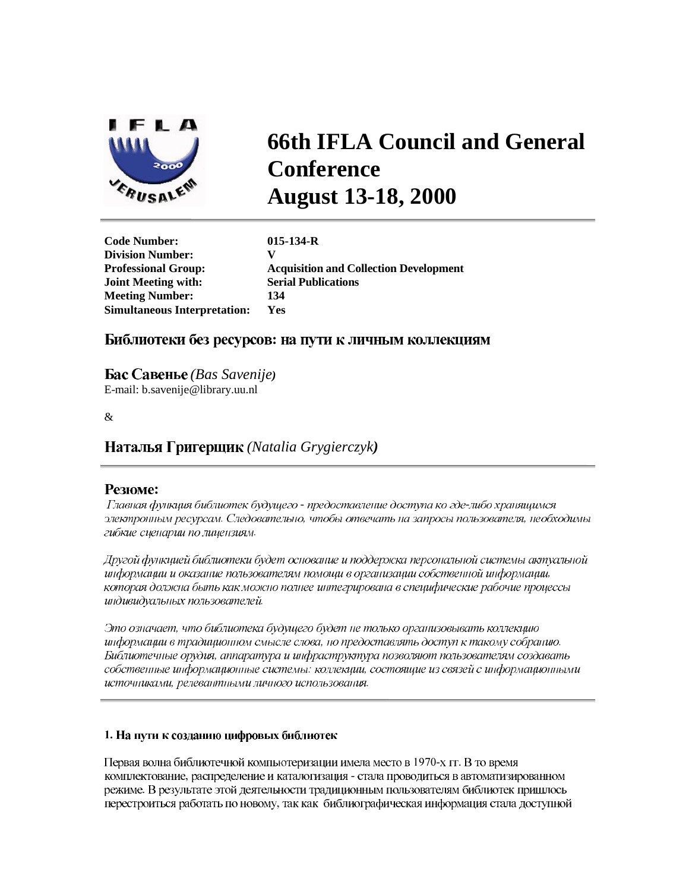# 66th IFLA Council and General Conference
# August 13-18, 2000

| | |
|---|---|
| **Code Number:** | **015-134-R** |
| **Division Number:** | **V** |
| **Professional Group:** | **Acquisition and Collection Development** |
| **Joint Meeting with:** | **Serial Publications** |
| **Meeting Number:** | **134** |
| **Simultaneous Interpretation:** | **Yes** |

## Библиотеки без ресурсов: на пути к личным коллекциям

### Бас Савенье *(Bas Savenije)*

E-mail: b.savenije@library.uu.nl

&

### Наталья Григерщик *(Natalia Grygierczyk)*

## Резюме:

*Главная функция библиотек будущего - предоставление доступа ко где-либо хранящимся электронным ресурсам. Следовательно, чтобы отвечать на запросы пользователя, необходимы гибкие сценарии по лицензиям.*

*Другой функцией библиотеки будет основание и поддержка персональной системы актуальной информации и оказание пользователям помощи в организации собственной информации, которая должна быть как можно полнее интегрирована в специфические рабочие процессы индивидуальных пользователей.*

*Это означает, что библиотека будущего будет не только организовывать коллекцию информации в традиционном смысле слова, но предоставлять доступ к такому собранию. Библиотечные орудия, аппаратура и инфраструктура позволяют пользователям создавать собственные информационные системы: коллекции, состоящие из связей с информационными источниками, релевантными личного использования.*

#### 1. На пути к созданию цифровых библиотек

Первая волна библиотечной компьютеризации имела место в 1970-х гг. В то время комплектование, распределение и каталогизация - стала проводиться в автоматизированном режиме. В результате этой деятельности традиционным пользователям библиотек пришлось перестроиться работать по новому, так как библиографическая информация стала доступной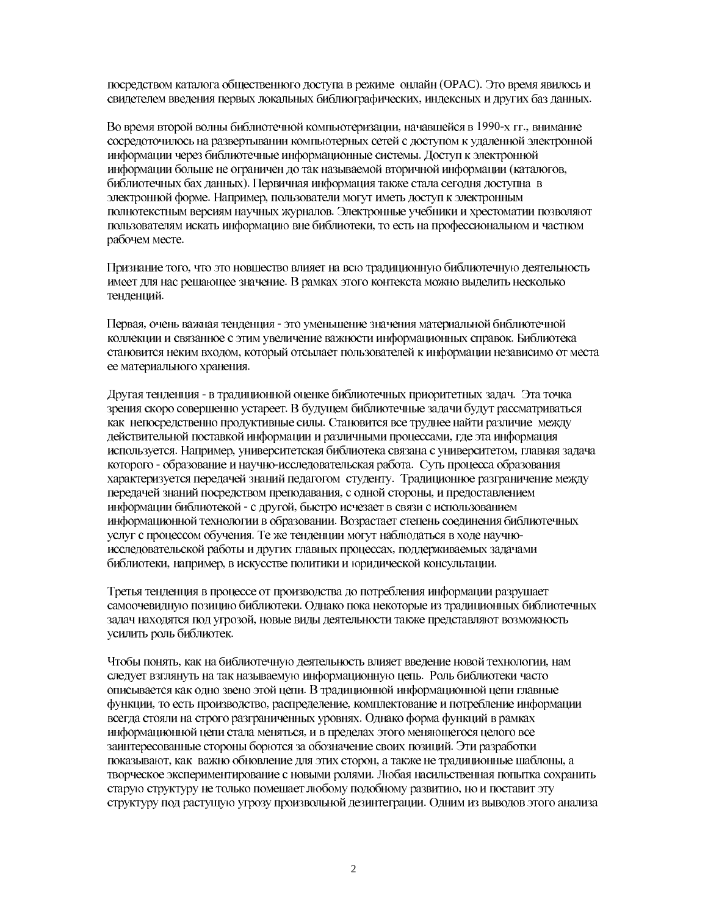посредством каталога общественного доступа в режиме онлайн (OPAC). Это время явилось и свидетелем введения первых локальных библиографических, индексных и других баз данных.

Во время второй волны библиотечной компьютеризации, начавшейся в 1990-х гг., внимание сосредоточилось на развертывании компьютерных сетей с доступом к удаленной электронной информации через библиотечные информационные системы. Доступ к электронной информации больше не ограничен до так называемой вторичной информации (каталогов, библиотечных бах данных). Первичная информация также стала сегодня доступна в электронной форме. Например, пользователи могут иметь доступ к электронным полнотекстным версиям научных журналов. Электронные учебники и хрестоматии позволяют пользователям искать информацию вне библиотеки, то есть на профессиональном и частном рабочем месте.

Признание того, что это новшество влияет на всю традиционную библиотечную деятельность имеет для нас решающее значение. В рамках этого контекста можно выделить несколько тенденций.

Первая, очень важная тенденция - это уменьшение значения материальной библиотечной коллекции и связанное с этим увеличение важности информационных справок. Библиотека становится неким входом, который отсылает пользователей к информации независимо от места ее материального хранения.

Другая тенденция - в традиционной оценке библиотечных приоритетных задач. Эта точка зрения скоро совершенно устареет. В будущем библиотечные задачи будут рассматриваться как непосредственно продуктивные силы. Становится все труднее найти различие между действительной поставкой информации и различными процессами, где эта информация используется. Например, университетская библиотека связана с университетом, главная задача которого - образование и научно-исследовательская работа. Суть процесса образования характеризуется передачей знаний педагогом студенту. Традиционное разграничение между передачей знаний посредством преподавания, с одной стороны, и предоставлением информации библиотекой - с другой, быстро исчезает в связи с использованием информационной технологии в образовании. Возрастает степень соединения библиотечных услуг с процессом обучения. Те же тенденции могут наблюдаться в ходе научно-исследовательской работы и других главных процессах, поддерживаемых задачами библиотеки, например, в искусстве политики и юридической консультации.

Третья тенденция в процессе от производства до потребления информации разрушает самоочевидную позицию библиотеки. Однако пока некоторые из традиционных библиотечных задач находятся под угрозой, новые виды деятельности также представляют возможность усилить роль библиотек.

Чтобы понять, как на библиотечную деятельность влияет введение новой технологии, нам следует взглянуть на так называемую информационную цепь. Роль библиотеки часто описывается как одно звено этой цепи. В традиционной информационной цепи главные функции, то есть производство, распределение, комплектование и потребление информации всегда стояли на строго разграниченных уровнях. Однако форма функций в рамках информационной цепи стала меняться, и в пределах этого меняющегося целого все заинтересованные стороны борются за обозначение своих позиций. Эти разработки показывают, как важно обновление для этих сторон, а также не традиционные шаблоны, а творческое экспериментирование с новыми ролями. Любая насильственная попытка сохранить старую структуру не только помешает любому подобному развитию, но и поставит эту структуру под растущую угрозу произвольной дезинтеграции. Одним из выводов этого анализа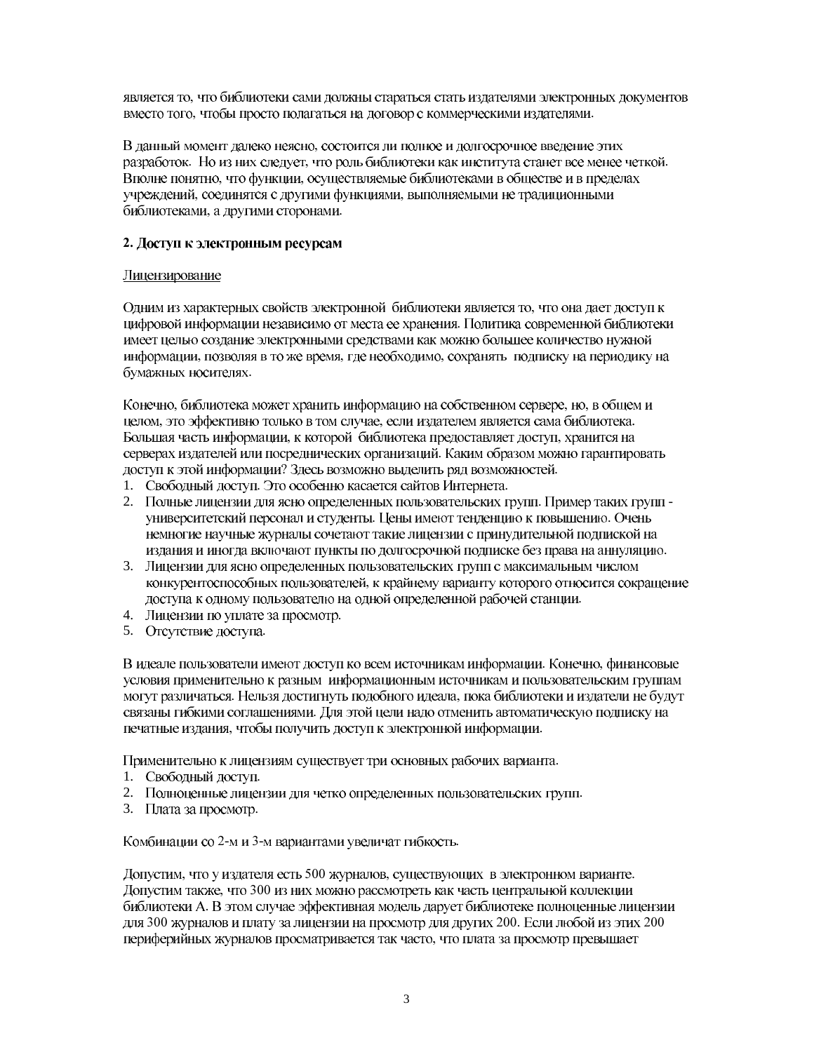является то, что библиотеки сами должны стараться стать издателями электронных документов вместо того, чтобы просто полагаться на договор с коммерческими издателями.

В данный момент далеко неясно, состоится ли полное и долгосрочное введение этих разработок. Но из них следует, что роль библиотеки как института станет все менее четкой. Вполне понятно, что функции, осуществляемые библиотеками в обществе и в пределах учреждений, соединятся с другими функциями, выполняемыми не традиционными библиотеками, а другими сторонами.

**2. Доступ к электронным ресурсам**

Лицензирование

Одним из характерных свойств электронной библиотеки является то, что она дает доступ к цифровой информации независимо от места ее хранения. Политика современной библиотеки имеет целью создание электронными средствами как можно большее количество нужной информации, позволяя в то же время, где необходимо, сохранять подписку на периодику на бумажных носителях.

Конечно, библиотека может хранить информацию на собственном сервере, но, в общем и целом, это эффективно только в том случае, если издателем является сама библиотека. Большая часть информации, к которой библиотека предоставляет доступ, хранится на серверах издателей или посреднических организаций. Каким образом можно гарантировать доступ к этой информации? Здесь возможно выделить ряд возможностей.

1. Свободный доступ. Это особенно касается сайтов Интернета.
2. Полные лицензии для ясно определенных пользовательских групп. Пример таких групп - университетский персонал и студенты. Цены имеют тенденцию к повышению. Очень немногие научные журналы сочетают такие лицензии с принудительной подпиской на издания и иногда включают пункты по долгосрочной подписке без права на аннуляцию.
3. Лицензии для ясно определенных пользовательских групп с максимальным числом конкурентоспособных пользователей, к крайнему варианту которого относится сокращение доступа к одному пользователю на одной определенной рабочей станции.
4. Лицензии по уплате за просмотр.
5. Отсутствие доступа.

В идеале пользователи имеют доступ ко всем источникам информации. Конечно, финансовые условия применительно к разным информационным источникам и пользовательским группам могут различаться. Нельзя достигнуть подобного идеала, пока библиотеки и издатели не будут связаны гибкими соглашениями. Для этой цели надо отменить автоматическую подписку на печатные издания, чтобы получить доступ к электронной информации.

Применительно к лицензиям существует три основных рабочих варианта.

1. Свободный доступ.
2. Полноценные лицензии для четко определенных пользовательских групп.
3. Плата за просмотр.

Комбинации со 2-м и 3-м вариантами увеличат гибкость.

Допустим, что у издателя есть 500 журналов, существующих в электронном варианте. Допустим также, что 300 из них можно рассмотреть как часть центральной коллекции библиотеки А. В этом случае эффективная модель дарует библиотеке полноценные лицензии для 300 журналов и плату за лицензии на просмотр для других 200. Если любой из этих 200 периферийных журналов просматривается так часто, что плата за просмотр превышает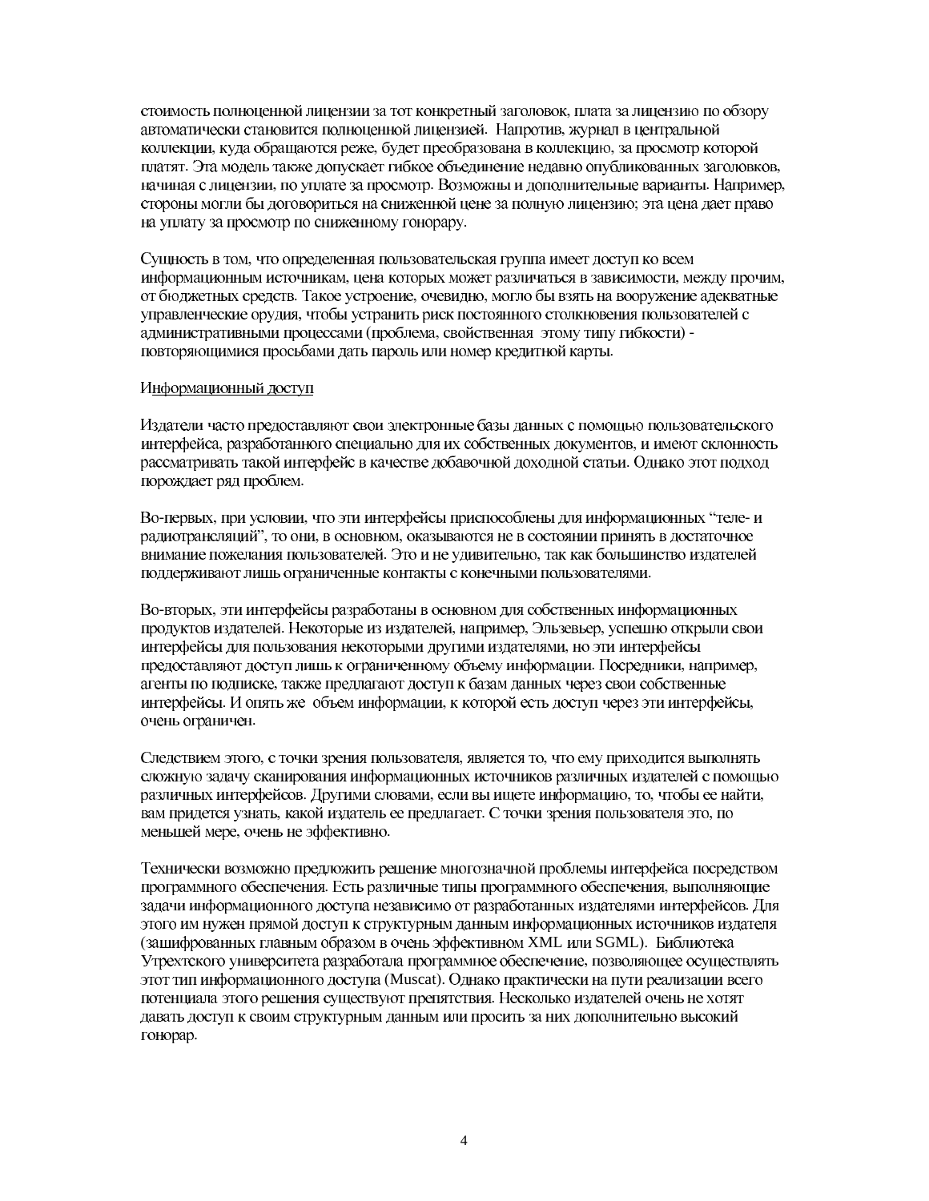стоимость полноценной лицензии за тот конкретный заголовок, плата за лицензию по обзору автоматически становится полноценной лицензией. Напротив, журнал в центральной коллекции, куда обращаются реже, будет преобразована в коллекцию, за просмотр которой платят. Эта модель также допускает гибкое объединение недавно опубликованных заголовков, начиная с лицензии, по уплате за просмотр. Возможны и дополнительные варианты. Например, стороны могли бы договориться на сниженной цене за полную лицензию; эта цена дает право на уплату за просмотр по сниженному гонорару.

Сущность в том, что определенная пользовательская группа имеет доступ ко всем информационным источникам, цена которых может различаться в зависимости, между прочим, от бюджетных средств. Такое устроение, очевидно, могло бы взять на вооружение адекватные управленческие орудия, чтобы устранить риск постоянного столкновения пользователей с административными процессами (проблема, свойственная этому типу гибкости) - повторяющимися просьбами дать пароль или номер кредитной карты.

Информационный доступ

Издатели часто предоставляют свои электронные базы данных с помощью пользовательского интерфейса, разработанного специально для их собственных документов, и имеют склонность рассматривать такой интерфейс в качестве добавочной доходной статьи. Однако этот подход порождает ряд проблем.

Во-первых, при условии, что эти интерфейсы приспособлены для информационных "теле- и радиотрансляций", то они, в основном, оказываются не в состоянии принять в достаточное внимание пожелания пользователей. Это и не удивительно, так как большинство издателей поддерживают лишь ограниченные контакты с конечными пользователями.

Во-вторых, эти интерфейсы разработаны в основном для собственных информационных продуктов издателей. Некоторые из издателей, например, Эльзевьер, успешно открыли свои интерфейсы для пользования некоторыми другими издателями, но эти интерфейсы предоставляют доступ лишь к ограниченному объему информации. Посредники, например, агенты по подписке, также предлагают доступ к базам данных через свои собственные интерфейсы. И опять же объем информации, к которой есть доступ через эти интерфейсы, очень ограничен.

Следствием этого, с точки зрения пользователя, является то, что ему приходится выполнять сложную задачу сканирования информационных источников различных издателей с помощью различных интерфейсов. Другими словами, если вы ищете информацию, то, чтобы ее найти, вам придется узнать, какой издатель ее предлагает. С точки зрения пользователя это, по меньшей мере, очень не эффективно.

Технически возможно предложить решение многозначной проблемы интерфейса посредством программного обеспечения. Есть различные типы программного обеспечения, выполняющие задачи информационного доступа независимо от разработанных издателями интерфейсов. Для этого им нужен прямой доступ к структурным данным информационных источников издателя (зашифрованных главным образом в очень эффективном XML или SGML). Библиотека Утрехтского университета разработала программное обеспечение, позволяющее осуществлять этот тип информационного доступа (Muscat). Однако практически на пути реализации всего потенциала этого решения существуют препятствия. Несколько издателей очень не хотят давать доступ к своим структурным данным или просить за них дополнительно высокий гонорар.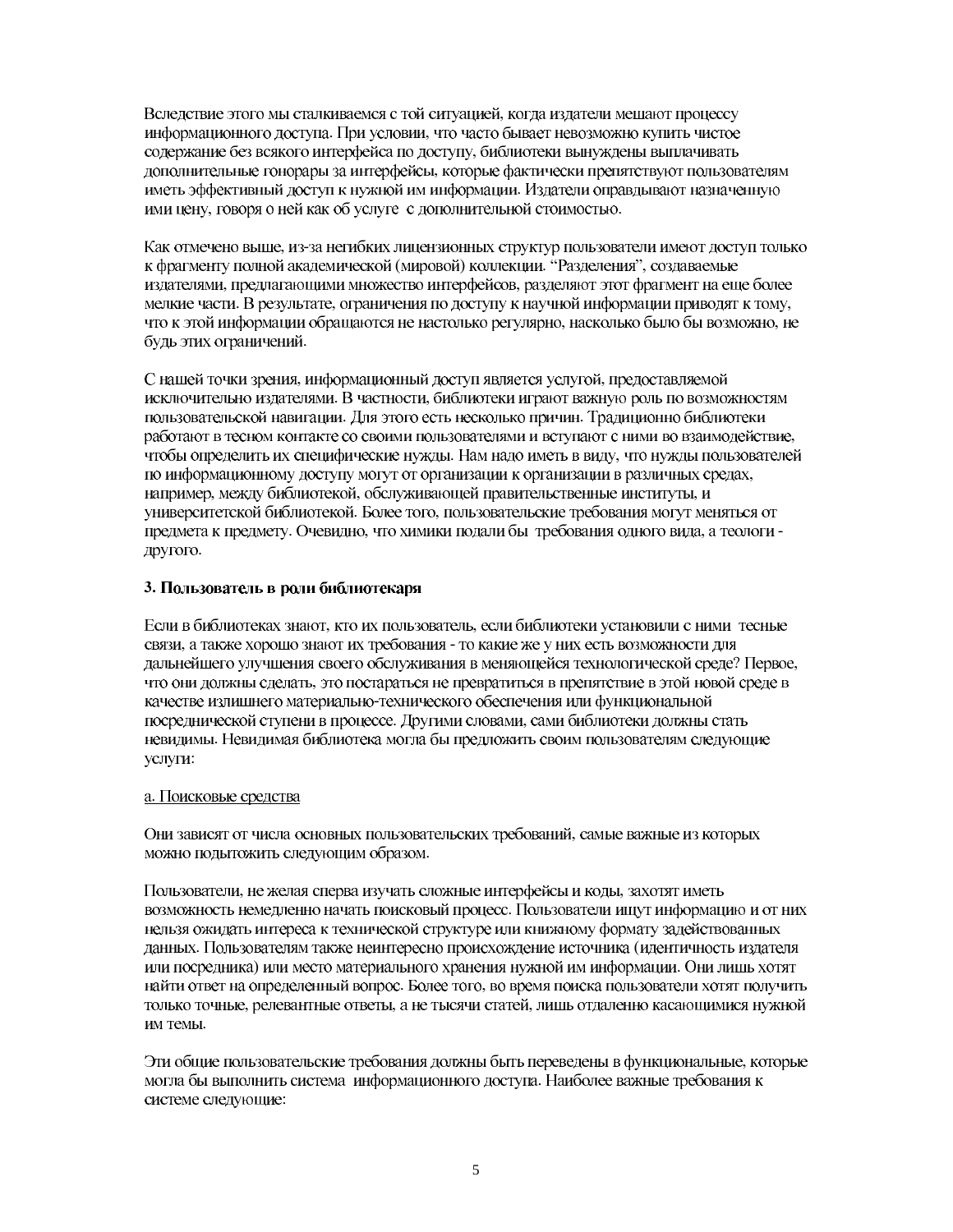Вследствие этого мы сталкиваемся с той ситуацией, когда издатели мешают процессу информационного доступа. При условии, что часто бывает невозможно купить чистое содержание без всякого интерфейса по доступу, библиотеки вынуждены выплачивать дополнительные гонорары за интерфейсы, которые фактически препятствуют пользователям иметь эффективный доступ к нужной им информации. Издатели оправдывают назначенную ими цену, говоря о ней как об услуге с дополнительной стоимостью.

Как отмечено выше, из-за негибких лицензионных структур пользователи имеют доступ только к фрагменту полной академической (мировой) коллекции. "Разделения", создаваемые издателями, предлагающими множество интерфейсов, разделяют этот фрагмент на еще более мелкие части. В результате, ограничения по доступу к научной информации приводят к тому, что к этой информации обращаются не настолько регулярно, насколько было бы возможно, не будь этих ограничений.

С нашей точки зрения, информационный доступ является услугой, предоставляемой исключительно издателями. В частности, библиотеки играют важную роль по возможностям пользовательской навигации. Для этого есть несколько причин. Традиционно библиотеки работают в тесном контакте со своими пользователями и вступают с ними во взаимодействие, чтобы определить их специфические нужды. Нам надо иметь в виду, что нужды пользователей по информационному доступу могут от организации к организации в различных средах, например, между библиотекой, обслуживающей правительственные институты, и университетской библиотекой. Более того, пользовательские требования могут меняться от предмета к предмету. Очевидно, что химики подали бы требования одного вида, а теологи - другого.

### 3. Пользователь в роли библиотекаря

Если в библиотеках знают, кто их пользователь, если библиотеки установили с ними тесные связи, а также хорошо знают их требования - то какие же у них есть возможности для дальнейшего улучшения своего обслуживания в меняющейся технологической среде? Первое, что они должны сделать, это постараться не превратиться в препятствие в этой новой среде в качестве излишнего материально-технического обеспечения или функциональной посреднической ступени в процессе. Другими словами, сами библиотеки должны стать невидимы. Невидимая библиотека могла бы предложить своим пользователям следующие услуги:

<u>а. Поисковые средства</u>

Они зависят от числа основных пользовательских требований, самые важные из которых можно подытожить следующим образом.

Пользователи, не желая сперва изучать сложные интерфейсы и коды, захотят иметь возможность немедленно начать поисковый процесс. Пользователи ищут информацию и от них нельзя ожидать интереса к технической структуре или книжному формату задействованных данных. Пользователям также неинтересно происхождение источника (идентичность издателя или посредника) или место материального хранения нужной им информации. Они лишь хотят найти ответ на определенный вопрос. Более того, во время поиска пользователи хотят получить только точные, релевантные ответы, а не тысячи статей, лишь отдаленно касающимися нужной им темы.

Эти общие пользовательские требования должны быть переведены в функциональные, которые могла бы выполнить система информационного доступа. Наиболее важные требования к системе следующие: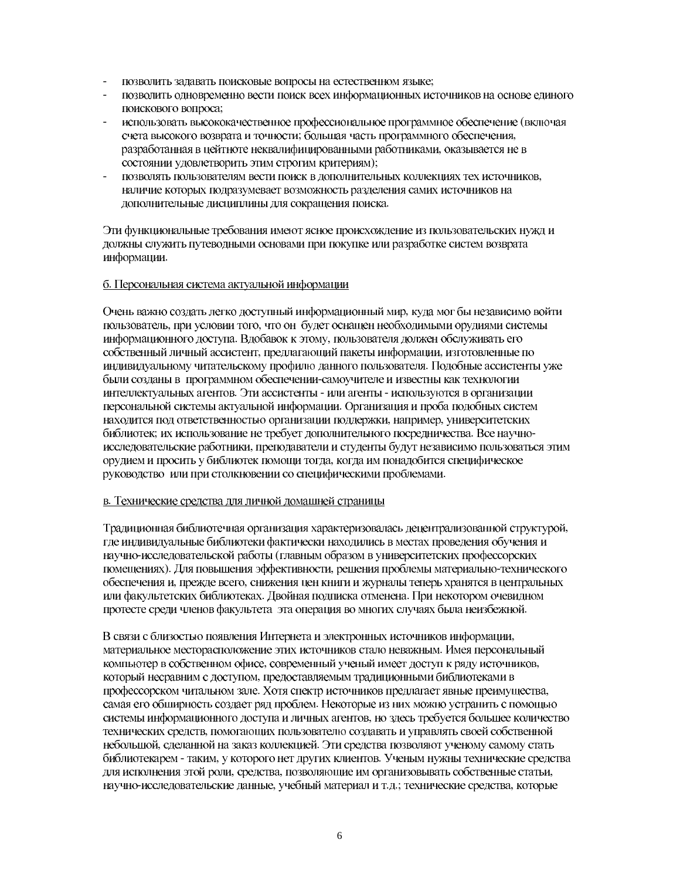- позволить задавать поисковые вопросы на естественном языке;
- позволить одновременно вести поиск всех информационных источников на основе единого поискового вопроса;
- использовать высококачественное профессиональное программное обеспечение (включая счета высокого возврата и точности; большая часть программного обеспечения, разработанная в цейтноте неквалифицированными работниками, оказывается не в состоянии удовлетворить этим строгим критериям);
- позволять пользователям вести поиск в дополнительных коллекциях тех источников, наличие которых подразумевает возможность разделения самих источников на дополнительные дисциплины для сокращения поиска.

Эти функциональные требования имеют ясное происхождение из пользовательских нужд и должны служить путеводными основами при покупке или разработке систем возврата информации.

<u>б. Персональная система актуальной информации</u>

Очень важно создать легко доступный информационный мир, куда мог бы независимо войти пользователь, при условии того, что он будет оснащен необходимыми орудиями системы информационного доступа. Вдобавок к этому, пользователя должен обслуживать его собственный личный ассистент, предлагающий пакеты информации, изготовленные по индивидуальному читательскому профилю данного пользователя. Подобные ассистенты уже были созданы в программном обеспечении-самоучителе и известны как технологии интеллектуальных агентов. Эти ассистенты - или агенты - используются в организации персональной системы актуальной информации. Организация и проба подобных систем находится под ответственностью организации поддержки, например, университетских библиотек; их использование не требует дополнительного посредничества. Все научно-исследовательские работники, преподаватели и студенты будут независимо пользоваться этим орудием и просить у библиотек помощи тогда, когда им понадобится специфическое руководство или при столкновении со специфическими проблемами.

<u>в. Технические средства для личной домашней страницы</u>

Традиционная библиотечная организация характеризовалась децентрализованной структурой, где индивидуальные библиотеки фактически находились в местах проведения обучения и научно-исследовательской работы (главным образом в университетских профессорских помещениях). Для повышения эффективности, решения проблемы материально-технического обеспечения и, прежде всего, снижения цен книги и журналы теперь хранятся в центральных или факультетских библиотеках. Двойная подписка отменена. При некотором очевидном протесте среди членов факультета эта операция во многих случаях была неизбежной.

В связи с близостью появления Интернета и электронных источников информации, материальное месторасположение этих источников стало неважным. Имея персональный компьютер в собственном офисе, современный ученый имеет доступ к ряду источников, который несравним с доступом, предоставляемым традиционными библиотеками в профессорском читальном зале. Хотя спектр источников предлагает явные преимущества, самая его обширность создает ряд проблем. Некоторые из них можно устранить с помощью системы информационного доступа и личных агентов, но здесь требуется большее количество технических средств, помогающих пользователю создавать и управлять своей собственной небольшой, сделанной на заказ коллекцией. Эти средства позволяют ученому самому стать библиотекарем - таким, у которого нет других клиентов. Ученым нужны технические средства для исполнения этой роли, средства, позволяющие им организовывать собственные статьи, научно-исследовательские данные, учебный материал и т.д.; технические средства, которые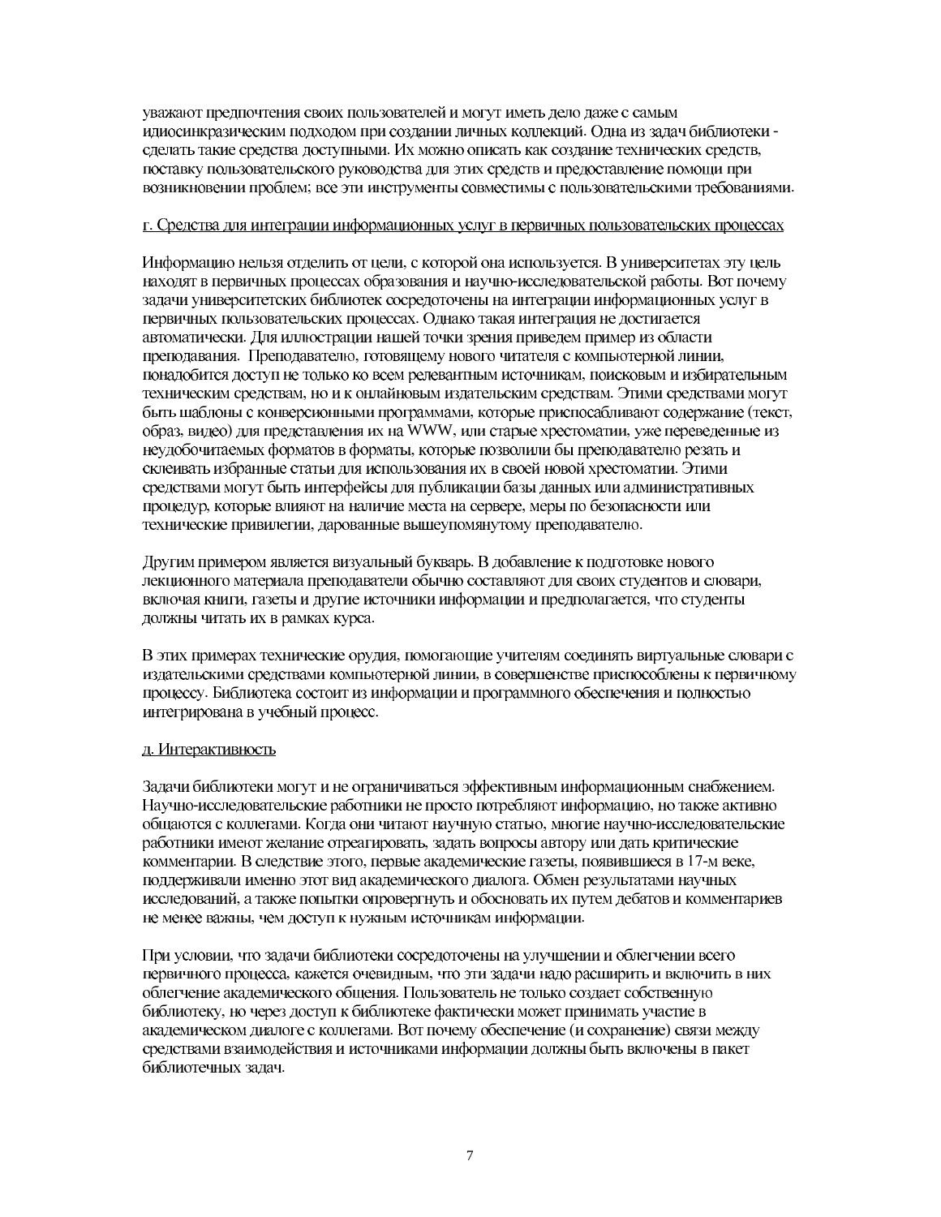уважают предпочтения своих пользователей и могут иметь дело даже с самым идиосинкразическим подходом при создании личных коллекций. Одна из задач библиотеки - сделать такие средства доступными. Их можно описать как создание технических средств, поставку пользовательского руководства для этих средств и предоставление помощи при возникновении проблем; все эти инструменты совместимы с пользовательскими требованиями.

г. Средства для интеграции информационных услуг в первичных пользовательских процессах

Информацию нельзя отделить от цели, с которой она используется. В университетах эту цель находят в первичных процессах образования и научно-исследовательской работы. Вот почему задачи университетских библиотек сосредоточены на интеграции информационных услуг в первичных пользовательских процессах. Однако такая интеграция не достигается автоматически. Для иллюстрации нашей точки зрения приведем пример из области преподавания. Преподавателю, готовящему нового читателя с компьютерной линии, понадобится доступ не только ко всем релевантным источникам, поисковым и избирательным техническим средствам, но и к онлайновым издательским средствам. Этими средствами могут быть шаблоны с конверсионными программами, которые приспосабливают содержание (текст, образ, видео) для представления их на WWW, или старые хрестоматии, уже переведенные из неудобочитаемых форматов в форматы, которые позволили бы преподавателю резать и склеивать избранные статьи для использования их в своей новой хрестоматии. Этими средствами могут быть интерфейсы для публикации базы данных или административных процедур, которые влияют на наличие места на сервере, меры по безопасности или технические привилегии, дарованные вышеупомянутому преподавателю.

Другим примером является визуальный букварь. В добавление к подготовке нового лекционного материала преподаватели обычно составляют для своих студентов и словари, включая книги, газеты и другие источники информации и предполагается, что студенты должны читать их в рамках курса.

В этих примерах технические орудия, помогающие учителям соединять виртуальные словари с издательскими средствами компьютерной линии, в совершенстве приспособлены к первичному процессу. Библиотека состоит из информации и программного обеспечения и полностью интегрирована в учебный процесс.

д. Интерактивность

Задачи библиотеки могут и не ограничиваться эффективным информационным снабжением. Научно-исследовательские работники не просто потребляют информацию, но также активно общаются с коллегами. Когда они читают научную статью, многие научно-исследовательские работники имеют желание отреагировать, задать вопросы автору или дать критические комментарии. В следствие этого, первые академические газеты, появившиеся в 17-м веке, поддерживали именно этот вид академического диалога. Обмен результатами научных исследований, а также попытки опровергнуть и обосновать их путем дебатов и комментариев не менее важны, чем доступ к нужным источникам информации.

При условии, что задачи библиотеки сосредоточены на улучшении и облегчении всего первичного процесса, кажется очевидным, что эти задачи надо расширить и включить в них облегчение академического общения. Пользователь не только создает собственную библиотеку, но через доступ к библиотеке фактически может принимать участие в академическом диалоге с коллегами. Вот почему обеспечение (и сохранение) связи между средствами взаимодействия и источниками информации должны быть включены в пакет библиотечных задач.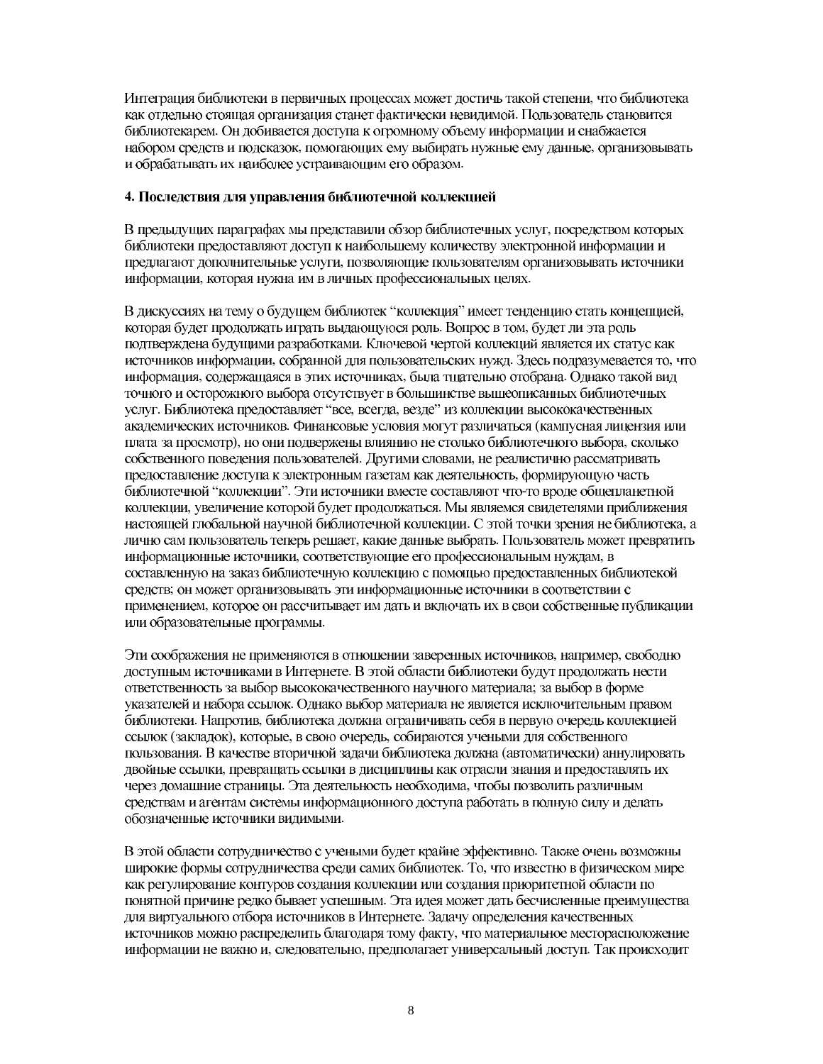Интеграция библиотеки в первичных процессах может достичь такой степени, что библиотека как отдельно стоящая организация станет фактически невидимой. Пользователь становится библиотекарем. Он добивается доступа к огромному объему информации и снабжается набором средств и подсказок, помогающих ему выбирать нужные ему данные, организовывать и обрабатывать их наиболее устраивающим его образом.

**4. Последствия для управления библиотечной коллекцией**

В предыдущих параграфах мы представили обзор библиотечных услуг, посредством которых библиотеки предоставляют доступ к наибольшему количеству электронной информации и предлагают дополнительные услуги, позволяющие пользователям организовывать источники информации, которая нужна им в личных профессиональных целях.

В дискуссиях на тему о будущем библиотек “коллекция” имеет тенденцию стать концепцией, которая будет продолжать играть выдающуюся роль. Вопрос в том, будет ли эта роль подтверждена будущими разработками. Ключевой чертой коллекций является их статус как источников информации, собранной для пользовательских нужд. Здесь подразумевается то, что информация, содержащаяся в этих источниках, была тщательно отобрана. Однако такой вид точного и осторожного выбора отсутствует в большинстве вышеописанных библиотечных услуг. Библиотека предоставляет “все, всегда, везде” из коллекции высококачественных академических источников. Финансовые условия могут различаться (кампусная лицензия или плата за просмотр), но они подвержены влиянию не столько библиотечного выбора, сколько собственного поведения пользователей. Другими словами, не реалистично рассматривать предоставление доступа к электронным газетам как деятельность, формирующую часть библиотечной “коллекции”. Эти источники вместе составляют что-то вроде общепланетной коллекции, увеличение которой будет продолжаться. Мы являемся свидетелями приближения настоящей глобальной научной библиотечной коллекции. С этой точки зрения не библиотека, а лично сам пользователь теперь решает, какие данные выбрать. Пользователь может превратить информационные источники, соответствующие его профессиональным нуждам, в составленную на заказ библиотечную коллекцию с помощью предоставленных библиотекой средств; он может организовывать эти информационные источники в соответствии с применением, которое он рассчитывает им дать и включать их в свои собственные публикации или образовательные программы.

Эти соображения не применяются в отношении заверенных источников, например, свободно доступным источниками в Интернете. В этой области библиотеки будут продолжать нести ответственность за выбор высококачественного научного материала; за выбор в форме указателей и набора ссылок. Однако выбор материала не является исключительным правом библиотеки. Напротив, библиотека должна ограничивать себя в первую очередь коллекцией ссылок (закладок), которые, в свою очередь, собираются учеными для собственного пользования. В качестве вторичной задачи библиотека должна (автоматически) аннулировать двойные ссылки, превращать ссылки в дисциплины как отрасли знания и предоставлять их через домашние страницы. Эта деятельность необходима, чтобы позволить различным средствам и агентам системы информационного доступа работать в полную силу и делать обозначенные источники видимыми.

В этой области сотрудничество с учеными будет крайне эффективно. Также очень возможны широкие формы сотрудничества среди самих библиотек. То, что известно в физическом мире как регулирование контуров создания коллекции или создания приоритетной области по понятной причине редко бывает успешным. Эта идея может дать бесчисленные преимущества для виртуального отбора источников в Интернете. Задачу определения качественных источников можно распределить благодаря тому факту, что материальное месторасположение информации не важно и, следовательно, предполагает универсальный доступ. Так происходит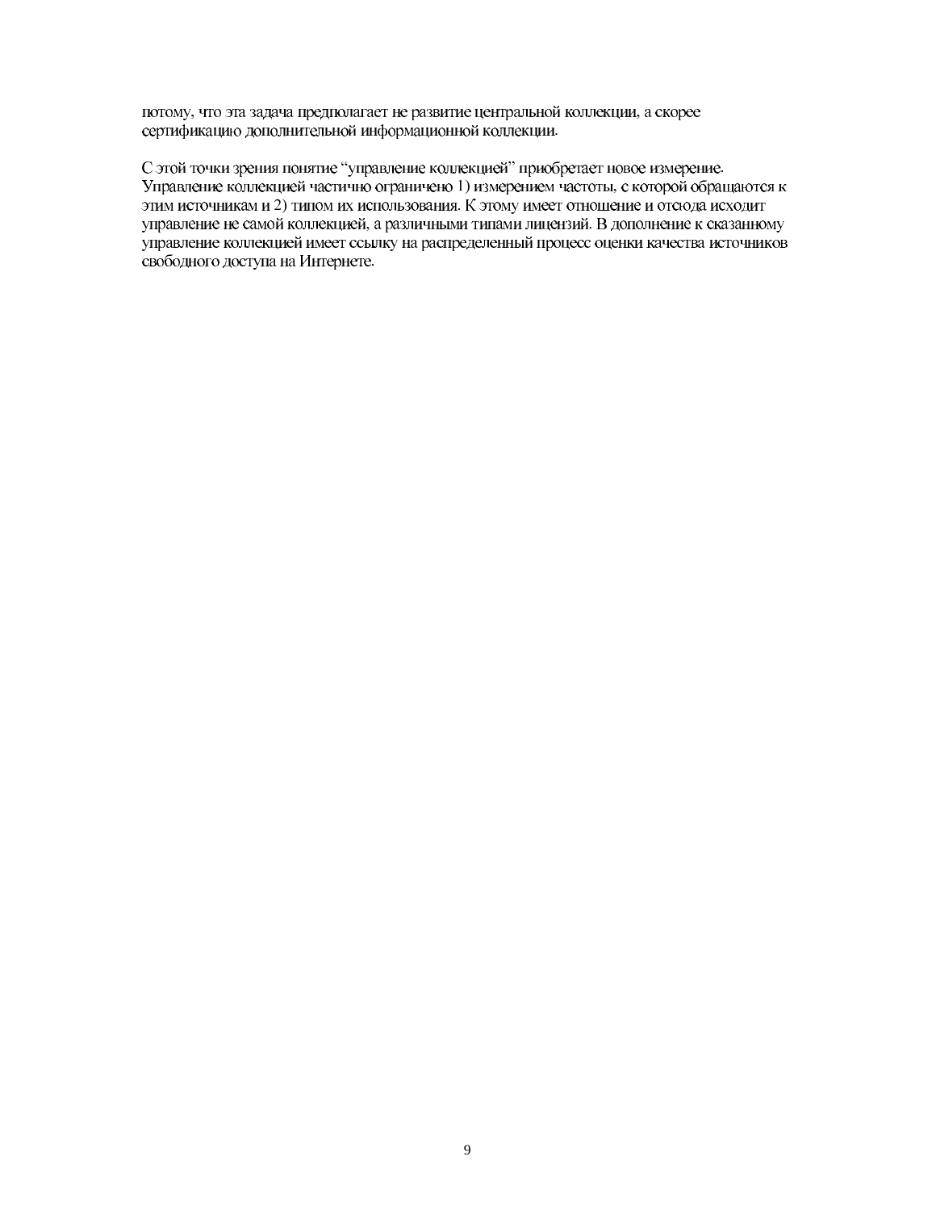потому, что эта задача предполагает не развитие центральной коллекции, а скорее сертификацию дополнительной информационной коллекции.

С этой точки зрения понятие “управление коллекцией” приобретает новое измерение. Управление коллекцией частично ограничено 1) измерением частоты, с которой обращаются к этим источникам и 2) типом их использования. К этому имеет отношение и отсюда исходит управление не самой коллекцией, а различными типами лицензий. В дополнение к сказанному управление коллекцией имеет ссылку на распределенный процесс оценки качества источников свободного доступа на Интернете.